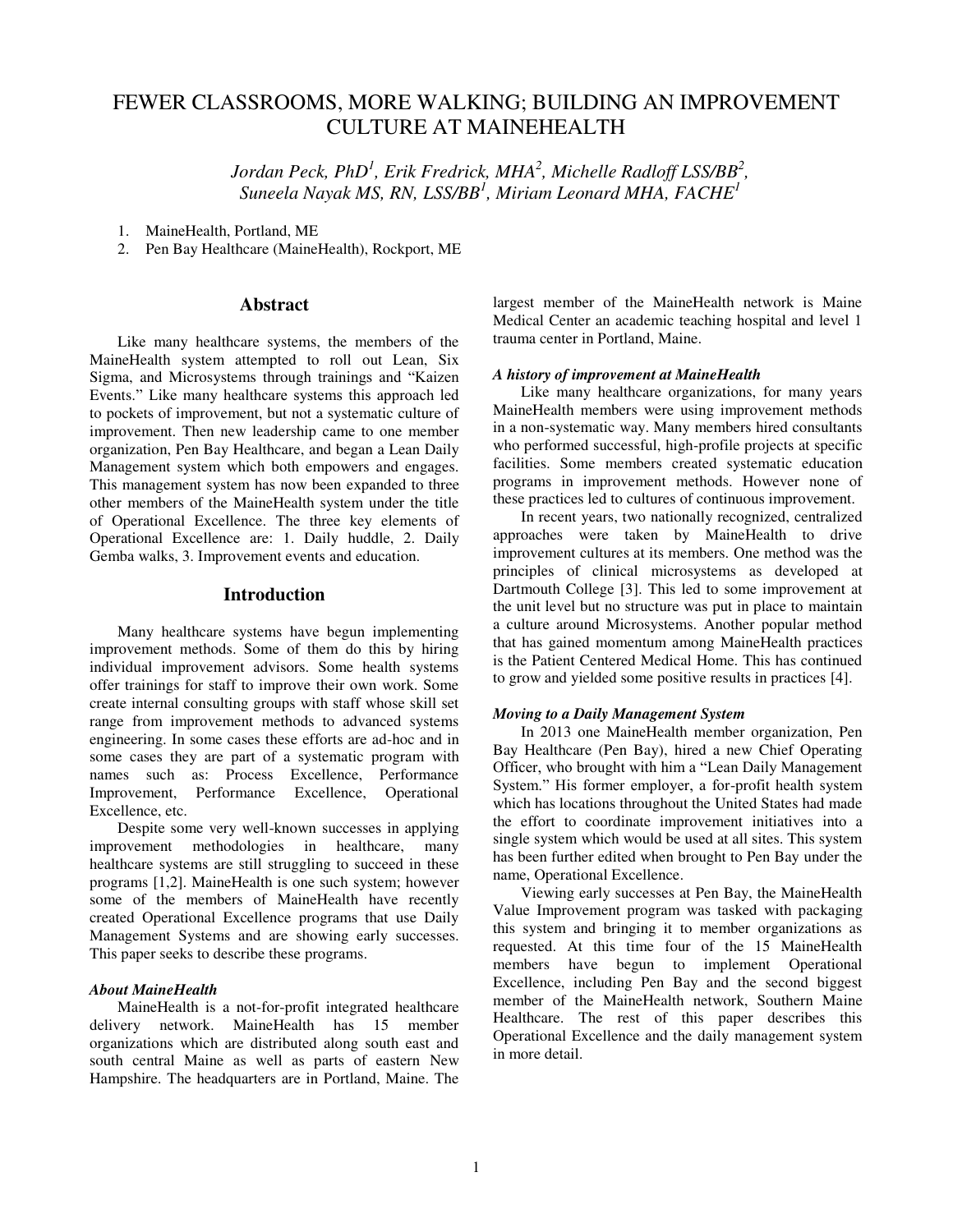# FEWER CLASSROOMS, MORE WALKING; BUILDING AN IMPROVEMENT CULTURE AT MAINEHEALTH

*Jordan Peck, PhD[1], Erik Fredrick, MHA[2], Michelle Radloff LSS/BB[2], Suneela Nayak MS, RN, LSS/BB[1], Miriam Leonard MHA, FACHE[1]*

1. MaineHealth, Portland, ME
2. Pen Bay Healthcare (MaineHealth), Rockport, ME

## Abstract

Like many healthcare systems, the members of the MaineHealth system attempted to roll out Lean, Six Sigma, and Microsystems through trainings and "Kaizen Events." Like many healthcare systems this approach led to pockets of improvement, but not a systematic culture of improvement. Then new leadership came to one member organization, Pen Bay Healthcare, and began a Lean Daily Management system which both empowers and engages. This management system has now been expanded to three other members of the MaineHealth system under the title of Operational Excellence. The three key elements of Operational Excellence are: 1. Daily huddle, 2. Daily Gemba walks, 3. Improvement events and education.

## Introduction

Many healthcare systems have begun implementing improvement methods. Some of them do this by hiring individual improvement advisors. Some health systems offer trainings for staff to improve their own work. Some create internal consulting groups with staff whose skill set range from improvement methods to advanced systems engineering. In some cases these efforts are ad-hoc and in some cases they are part of a systematic program with names such as: Process Excellence, Performance Improvement, Performance Excellence, Operational Excellence, etc.

Despite some very well-known successes in applying improvement methodologies in healthcare, many healthcare systems are still struggling to succeed in these programs [1,2]. MaineHealth is one such system; however some of the members of MaineHealth have recently created Operational Excellence programs that use Daily Management Systems and are showing early successes. This paper seeks to describe these programs.

### *About MaineHealth*

MaineHealth is a not-for-profit integrated healthcare delivery network. MaineHealth has 15 member organizations which are distributed along south east and south central Maine as well as parts of eastern New Hampshire. The headquarters are in Portland, Maine. The largest member of the MaineHealth network is Maine Medical Center an academic teaching hospital and level 1 trauma center in Portland, Maine.

### *A history of improvement at MaineHealth*

Like many healthcare organizations, for many years MaineHealth members were using improvement methods in a non-systematic way. Many members hired consultants who performed successful, high-profile projects at specific facilities. Some members created systematic education programs in improvement methods. However none of these practices led to cultures of continuous improvement.

In recent years, two nationally recognized, centralized approaches were taken by MaineHealth to drive improvement cultures at its members. One method was the principles of clinical microsystems as developed at Dartmouth College [3]. This led to some improvement at the unit level but no structure was put in place to maintain a culture around Microsystems. Another popular method that has gained momentum among MaineHealth practices is the Patient Centered Medical Home. This has continued to grow and yielded some positive results in practices [4].

### *Moving to a Daily Management System*

In 2013 one MaineHealth member organization, Pen Bay Healthcare (Pen Bay), hired a new Chief Operating Officer, who brought with him a "Lean Daily Management System." His former employer, a for-profit health system which has locations throughout the United States had made the effort to coordinate improvement initiatives into a single system which would be used at all sites. This system has been further edited when brought to Pen Bay under the name, Operational Excellence.

Viewing early successes at Pen Bay, the MaineHealth Value Improvement program was tasked with packaging this system and bringing it to member organizations as requested. At this time four of the 15 MaineHealth members have begun to implement Operational Excellence, including Pen Bay and the second biggest member of the MaineHealth network, Southern Maine Healthcare. The rest of this paper describes this Operational Excellence and the daily management system in more detail.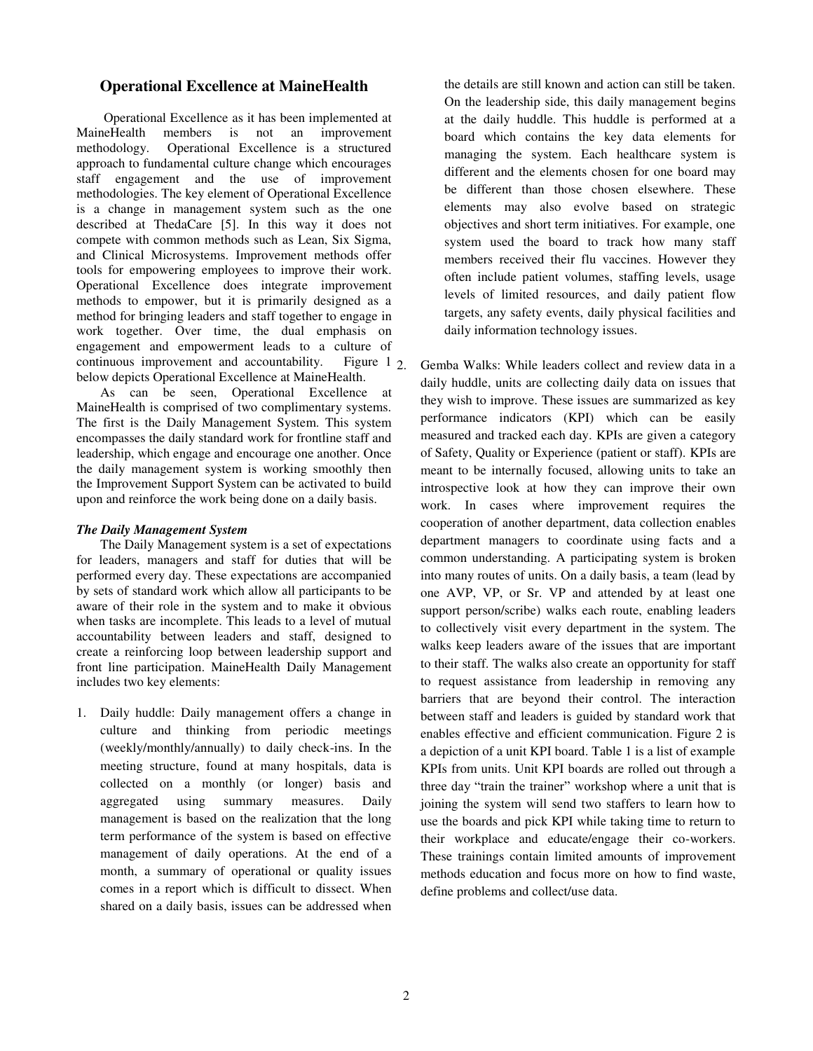## Operational Excellence at MaineHealth

Operational Excellence as it has been implemented at MaineHealth members is not an improvement methodology. Operational Excellence is a structured approach to fundamental culture change which encourages staff engagement and the use of improvement methodologies. The key element of Operational Excellence is a change in management system such as the one described at ThedaCare [5]. In this way it does not compete with common methods such as Lean, Six Sigma, and Clinical Microsystems. Improvement methods offer tools for empowering employees to improve their work. Operational Excellence does integrate improvement methods to empower, but it is primarily designed as a method for bringing leaders and staff together to engage in work together. Over time, the dual emphasis on engagement and empowerment leads to a culture of continuous improvement and accountability. Figure 1 below depicts Operational Excellence at MaineHealth.

As can be seen, Operational Excellence at MaineHealth is comprised of two complimentary systems. The first is the Daily Management System. This system encompasses the daily standard work for frontline staff and leadership, which engage and encourage one another. Once the daily management system is working smoothly then the Improvement Support System can be activated to build upon and reinforce the work being done on a daily basis.

### *The Daily Management System*

The Daily Management system is a set of expectations for leaders, managers and staff for duties that will be performed every day. These expectations are accompanied by sets of standard work which allow all participants to be aware of their role in the system and to make it obvious when tasks are incomplete. This leads to a level of mutual accountability between leaders and staff, designed to create a reinforcing loop between leadership support and front line participation. MaineHealth Daily Management includes two key elements:

1. Daily huddle: Daily management offers a change in culture and thinking from periodic meetings (weekly/monthly/annually) to daily check-ins. In the meeting structure, found at many hospitals, data is collected on a monthly (or longer) basis and aggregated using summary measures. Daily management is based on the realization that the long term performance of the system is based on effective management of daily operations. At the end of a month, a summary of operational or quality issues comes in a report which is difficult to dissect. When shared on a daily basis, issues can be addressed when the details are still known and action can still be taken. On the leadership side, this daily management begins at the daily huddle. This huddle is performed at a board which contains the key data elements for managing the system. Each healthcare system is different and the elements chosen for one board may be different than those chosen elsewhere. These elements may also evolve based on strategic objectives and short term initiatives. For example, one system used the board to track how many staff members received their flu vaccines. However they often include patient volumes, staffing levels, usage levels of limited resources, and daily patient flow targets, any safety events, daily physical facilities and daily information technology issues.

2. Gemba Walks: While leaders collect and review data in a daily huddle, units are collecting daily data on issues that they wish to improve. These issues are summarized as key performance indicators (KPI) which can be easily measured and tracked each day. KPIs are given a category of Safety, Quality or Experience (patient or staff). KPIs are meant to be internally focused, allowing units to take an introspective look at how they can improve their own work. In cases where improvement requires the cooperation of another department, data collection enables department managers to coordinate using facts and a common understanding. A participating system is broken into many routes of units. On a daily basis, a team (lead by one AVP, VP, or Sr. VP and attended by at least one support person/scribe) walks each route, enabling leaders to collectively visit every department in the system. The walks keep leaders aware of the issues that are important to their staff. The walks also create an opportunity for staff to request assistance from leadership in removing any barriers that are beyond their control. The interaction between staff and leaders is guided by standard work that enables effective and efficient communication. Figure 2 is a depiction of a unit KPI board. Table 1 is a list of example KPIs from units. Unit KPI boards are rolled out through a three day "train the trainer" workshop where a unit that is joining the system will send two staffers to learn how to use the boards and pick KPI while taking time to return to their workplace and educate/engage their co-workers. These trainings contain limited amounts of improvement methods education and focus more on how to find waste, define problems and collect/use data.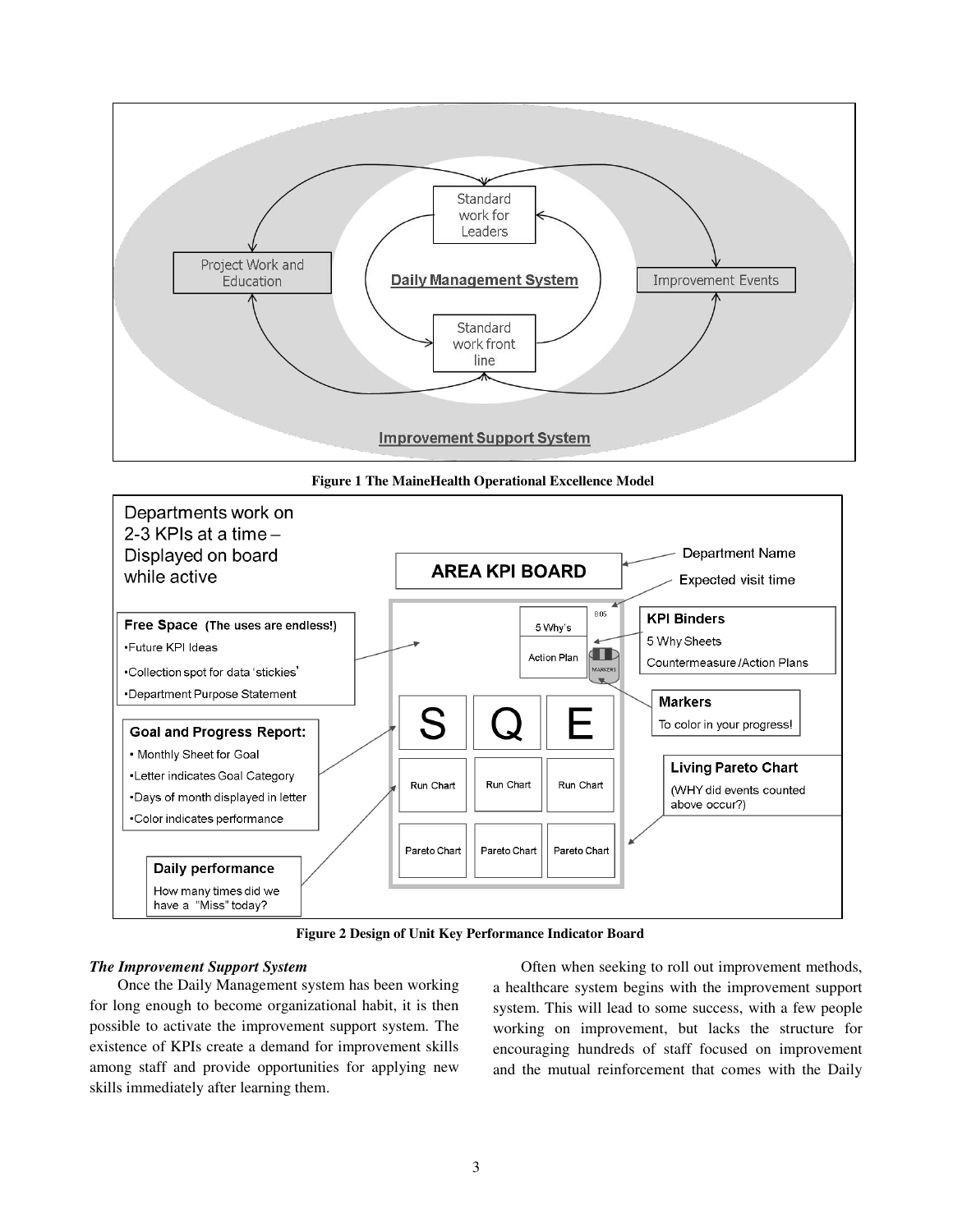**Figure 1 The MaineHealth Operational Excellence Model**

**Figure 2 Design of Unit Key Performance Indicator Board**

### *The Improvement Support System*

Once the Daily Management system has been working for long enough to become organizational habit, it is then possible to activate the improvement support system. The existence of KPIs create a demand for improvement skills among staff and provide opportunities for applying new skills immediately after learning them.

Often when seeking to roll out improvement methods, a healthcare system begins with the improvement support system. This will lead to some success, with a few people working on improvement, but lacks the structure for encouraging hundreds of staff focused on improvement and the mutual reinforcement that comes with the Daily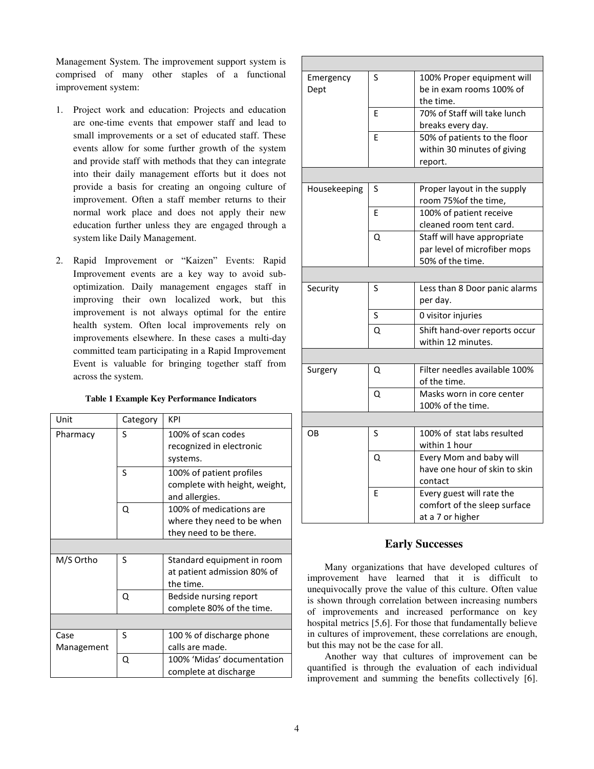Management System. The improvement support system is comprised of many other staples of a functional improvement system:

1. Project work and education: Projects and education are one-time events that empower staff and lead to small improvements or a set of educated staff. These events allow for some further growth of the system and provide staff with methods that they can integrate into their daily management efforts but it does not provide a basis for creating an ongoing culture of improvement. Often a staff member returns to their normal work place and does not apply their new education further unless they are engaged through a system like Daily Management.

2. Rapid Improvement or "Kaizen" Events: Rapid Improvement events are a key way to avoid sub-optimization. Daily management engages staff in improving their own localized work, but this improvement is not always optimal for the entire health system. Often local improvements rely on improvements elsewhere. In these cases a multi-day committed team participating in a Rapid Improvement Event is valuable for bringing together staff from across the system.

**Table 1 Example Key Performance Indicators**

| Unit | Category | KPI |
|---|---|---|
| Pharmacy | S | 100% of scan codes recognized in electronic systems. |
| | S | 100% of patient profiles complete with height, weight, and allergies. |
| | Q | 100% of medications are where they need to be when they need to be there. |
| | | |
| M/S Ortho | S | Standard equipment in room at patient admission 80% of the time. |
| | Q | Bedside nursing report complete 80% of the time. |
| | | |
| Case Management | S | 100 % of discharge phone calls are made. |
| | Q | 100% 'Midas' documentation complete at discharge |
| | | |
| Emergency Dept | S | 100% Proper equipment will be in exam rooms 100% of the time. |
| | E | 70% of Staff will take lunch breaks every day. |
| | E | 50% of patients to the floor within 30 minutes of giving report. |
| | | |
| Housekeeping | S | Proper layout in the supply room 75%of the time, |
| | E | 100% of patient receive cleaned room tent card. |
| | Q | Staff will have appropriate par level of microfiber mops 50% of the time. |
| | | |
| Security | S | Less than 8 Door panic alarms per day. |
| | S | 0 visitor injuries |
| | Q | Shift hand-over reports occur within 12 minutes. |
| | | |
| Surgery | Q | Filter needles available 100% of the time. |
| | Q | Masks worn in core center 100% of the time. |
| | | |
| OB | S | 100% of stat labs resulted within 1 hour |
| | Q | Every Mom and baby will have one hour of skin to skin contact |
| | E | Every guest will rate the comfort of the sleep surface at a 7 or higher |

## Early Successes

Many organizations that have developed cultures of improvement have learned that it is difficult to unequivocally prove the value of this culture. Often value is shown through correlation between increasing numbers of improvements and increased performance on key hospital metrics [5,6]. For those that fundamentally believe in cultures of improvement, these correlations are enough, but this may not be the case for all.

Another way that cultures of improvement can be quantified is through the evaluation of each individual improvement and summing the benefits collectively [6].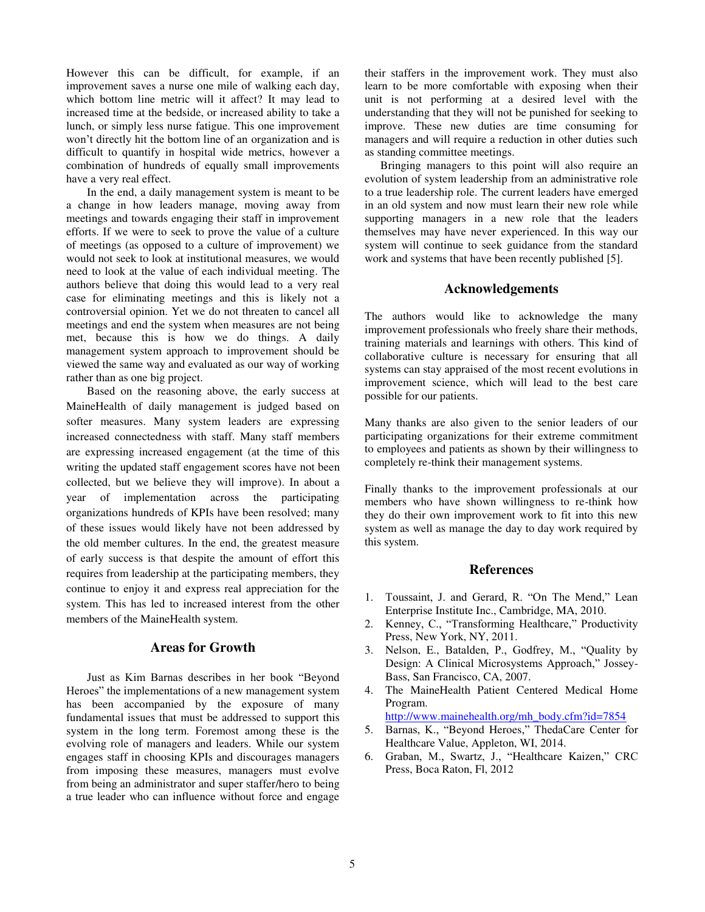However this can be difficult, for example, if an improvement saves a nurse one mile of walking each day, which bottom line metric will it affect? It may lead to increased time at the bedside, or increased ability to take a lunch, or simply less nurse fatigue. This one improvement won't directly hit the bottom line of an organization and is difficult to quantify in hospital wide metrics, however a combination of hundreds of equally small improvements have a very real effect.

In the end, a daily management system is meant to be a change in how leaders manage, moving away from meetings and towards engaging their staff in improvement efforts. If we were to seek to prove the value of a culture of meetings (as opposed to a culture of improvement) we would not seek to look at institutional measures, we would need to look at the value of each individual meeting. The authors believe that doing this would lead to a very real case for eliminating meetings and this is likely not a controversial opinion. Yet we do not threaten to cancel all meetings and end the system when measures are not being met, because this is how we do things. A daily management system approach to improvement should be viewed the same way and evaluated as our way of working rather than as one big project.

Based on the reasoning above, the early success at MaineHealth of daily management is judged based on softer measures. Many system leaders are expressing increased connectedness with staff. Many staff members are expressing increased engagement (at the time of this writing the updated staff engagement scores have not been collected, but we believe they will improve). In about a year of implementation across the participating organizations hundreds of KPIs have been resolved; many of these issues would likely have not been addressed by the old member cultures. In the end, the greatest measure of early success is that despite the amount of effort this requires from leadership at the participating members, they continue to enjoy it and express real appreciation for the system. This has led to increased interest from the other members of the MaineHealth system.

## Areas for Growth

Just as Kim Barnas describes in her book "Beyond Heroes" the implementations of a new management system has been accompanied by the exposure of many fundamental issues that must be addressed to support this system in the long term. Foremost among these is the evolving role of managers and leaders. While our system engages staff in choosing KPIs and discourages managers from imposing these measures, managers must evolve from being an administrator and super staffer/hero to being a true leader who can influence without force and engage their staffers in the improvement work. They must also learn to be more comfortable with exposing when their unit is not performing at a desired level with the understanding that they will not be punished for seeking to improve. These new duties are time consuming for managers and will require a reduction in other duties such as standing committee meetings.

Bringing managers to this point will also require an evolution of system leadership from an administrative role to a true leadership role. The current leaders have emerged in an old system and now must learn their new role while supporting managers in a new role that the leaders themselves may have never experienced. In this way our system will continue to seek guidance from the standard work and systems that have been recently published [5].

## Acknowledgements

The authors would like to acknowledge the many improvement professionals who freely share their methods, training materials and learnings with others. This kind of collaborative culture is necessary for ensuring that all systems can stay appraised of the most recent evolutions in improvement science, which will lead to the best care possible for our patients.

Many thanks are also given to the senior leaders of our participating organizations for their extreme commitment to employees and patients as shown by their willingness to completely re-think their management systems.

Finally thanks to the improvement professionals at our members who have shown willingness to re-think how they do their own improvement work to fit into this new system as well as manage the day to day work required by this system.

## References

1. Toussaint, J. and Gerard, R. "On The Mend," Lean Enterprise Institute Inc., Cambridge, MA, 2010.
2. Kenney, C., "Transforming Healthcare," Productivity Press, New York, NY, 2011.
3. Nelson, E., Batalden, P., Godfrey, M., "Quality by Design: A Clinical Microsystems Approach," Jossey-Bass, San Francisco, CA, 2007.
4. The MaineHealth Patient Centered Medical Home Program. http://www.mainehealth.org/mh_body.cfm?id=7854
5. Barnas, K., "Beyond Heroes," ThedaCare Center for Healthcare Value, Appleton, WI, 2014.
6. Graban, M., Swartz, J., "Healthcare Kaizen," CRC Press, Boca Raton, Fl, 2012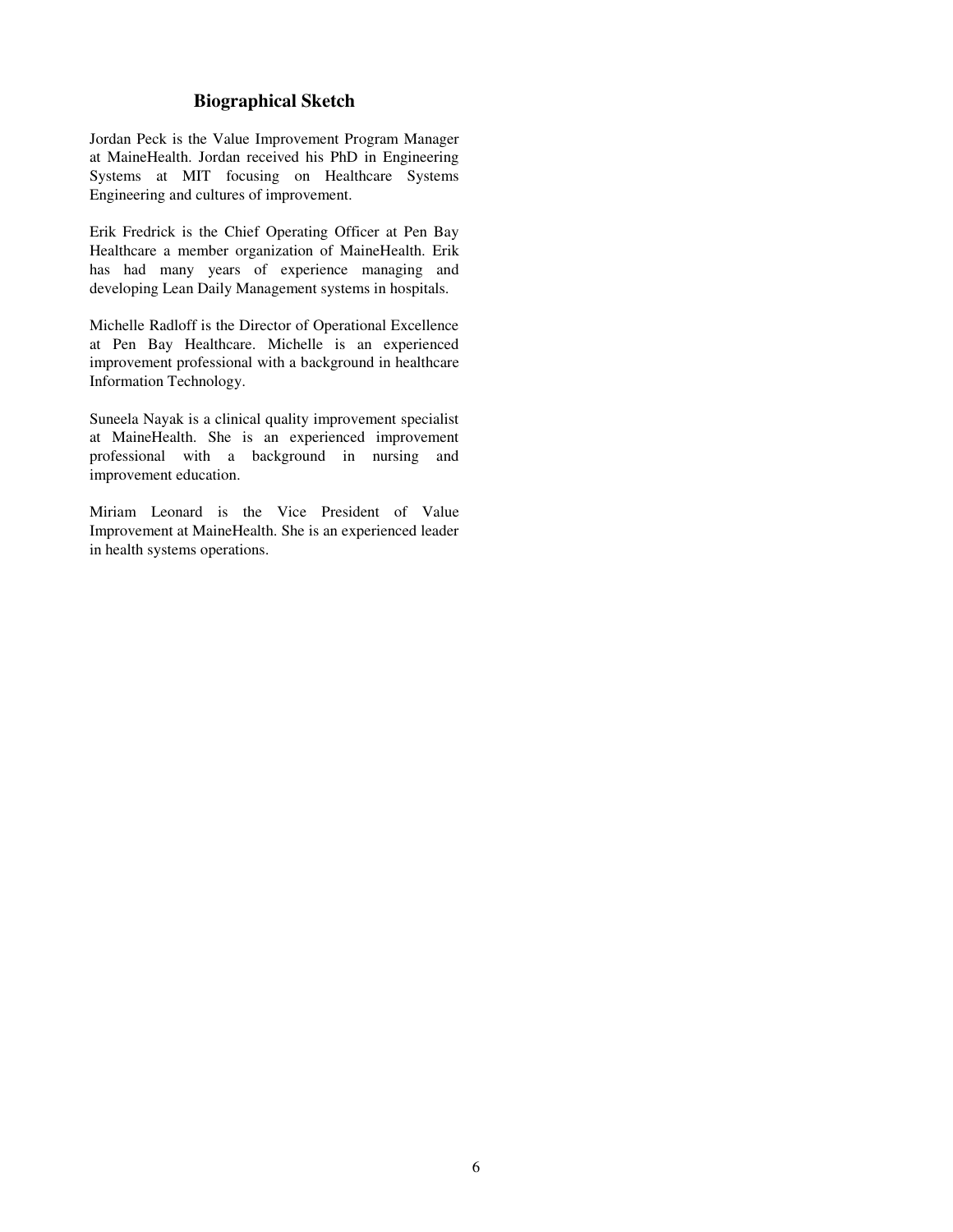## Biographical Sketch

Jordan Peck is the Value Improvement Program Manager at MaineHealth. Jordan received his PhD in Engineering Systems at MIT focusing on Healthcare Systems Engineering and cultures of improvement.

Erik Fredrick is the Chief Operating Officer at Pen Bay Healthcare a member organization of MaineHealth. Erik has had many years of experience managing and developing Lean Daily Management systems in hospitals.

Michelle Radloff is the Director of Operational Excellence at Pen Bay Healthcare. Michelle is an experienced improvement professional with a background in healthcare Information Technology.

Suneela Nayak is a clinical quality improvement specialist at MaineHealth. She is an experienced improvement professional with a background in nursing and improvement education.

Miriam Leonard is the Vice President of Value Improvement at MaineHealth. She is an experienced leader in health systems operations.